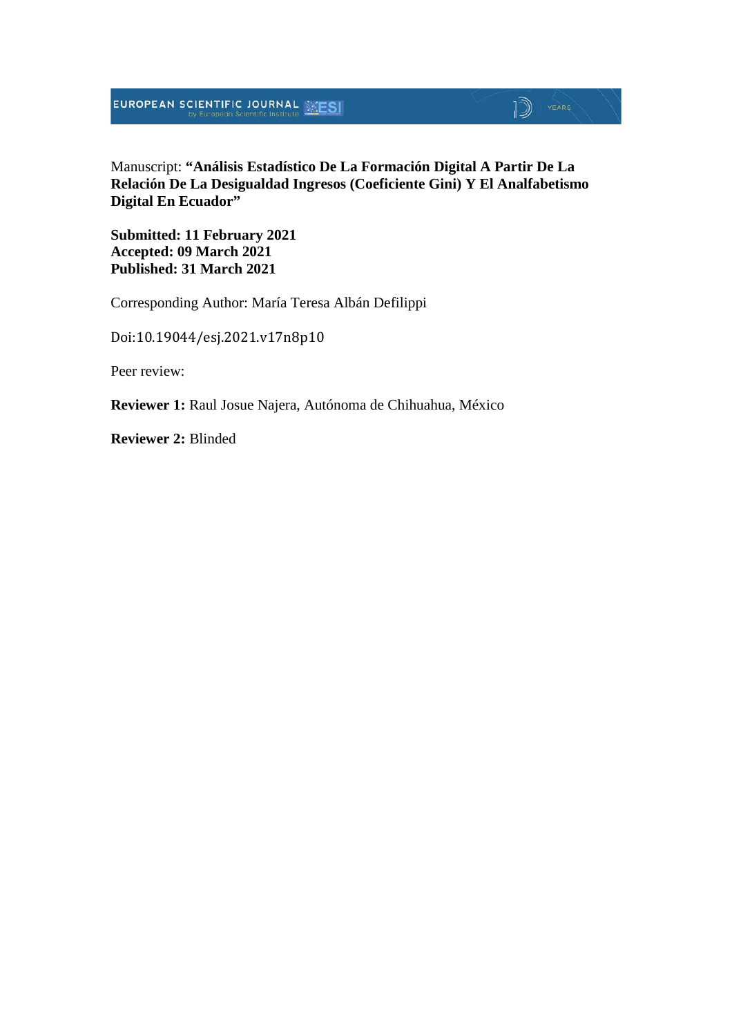Manuscript: **"Análisis Estadístico De La Formación Digital A Partir De La Relación De La Desigualdad Ingresos (Coeficiente Gini) Y El Analfabetismo Digital En Ecuador"**

**Submitted: 11 February 2021**
**Accepted: 09 March 2021**
**Published: 31 March 2021**

Corresponding Author: María Teresa Albán Defilippi

Doi:10.19044/esj.2021.v17n8p10

Peer review:

**Reviewer 1:** Raul Josue Najera, Autónoma de Chihuahua, México

**Reviewer 2:** Blinded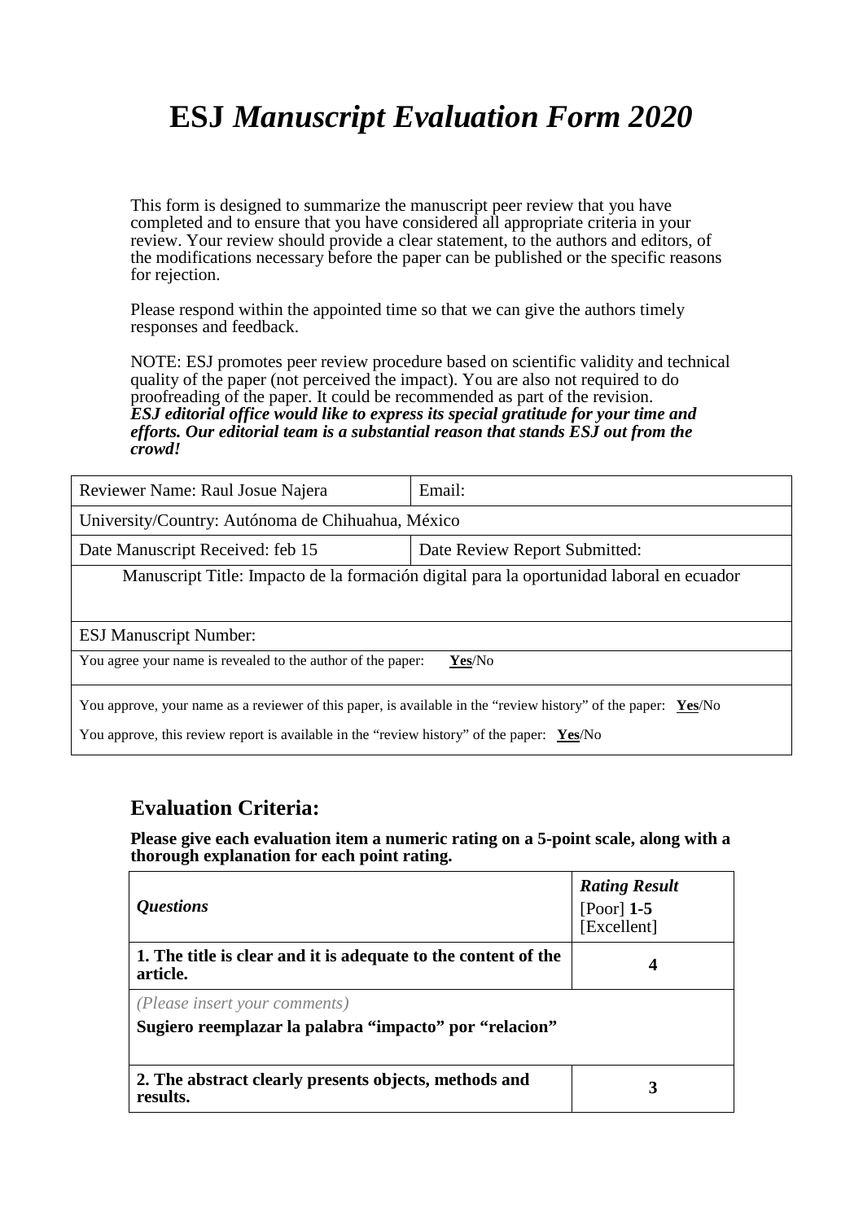# ESJ *Manuscript Evaluation Form 2020*

This form is designed to summarize the manuscript peer review that you have completed and to ensure that you have considered all appropriate criteria in your review. Your review should provide a clear statement, to the authors and editors, of the modifications necessary before the paper can be published or the specific reasons for rejection.

Please respond within the appointed time so that we can give the authors timely responses and feedback.

NOTE: ESJ promotes peer review procedure based on scientific validity and technical quality of the paper (not perceived the impact). You are also not required to do proofreading of the paper. It could be recommended as part of the revision.
***ESJ editorial office would like to express its special gratitude for your time and efforts. Our editorial team is a substantial reason that stands ESJ out from the crowd!***

| Reviewer Name: Raul Josue Najera | Email: |
|---|---|
| University/Country: Autónoma de Chihuahua, México | |
| Date Manuscript Received: feb 15 | Date Review Report Submitted: |
| Manuscript Title: Impacto de la formación digital para la oportunidad laboral en ecuador | |
| ESJ Manuscript Number: | |
| You agree your name is revealed to the author of the paper: **Yes**/No | |
| You approve, your name as a reviewer of this paper, is available in the "review history" of the paper: **Yes**/No<br>You approve, this review report is available in the "review history" of the paper: **Yes**/No | |

## Evaluation Criteria:

**Please give each evaluation item a numeric rating on a 5-point scale, along with a thorough explanation for each point rating.**

| *Questions* | ***Rating Result*** [Poor] **1-5** [Excellent] |
|---|---|
| **1. The title is clear and it is adequate to the content of the article.** | **4** |
| *(Please insert your comments)*<br>**Sugiero reemplazar la palabra "impacto" por "relacion"** | |
| **2. The abstract clearly presents objects, methods and results.** | **3** |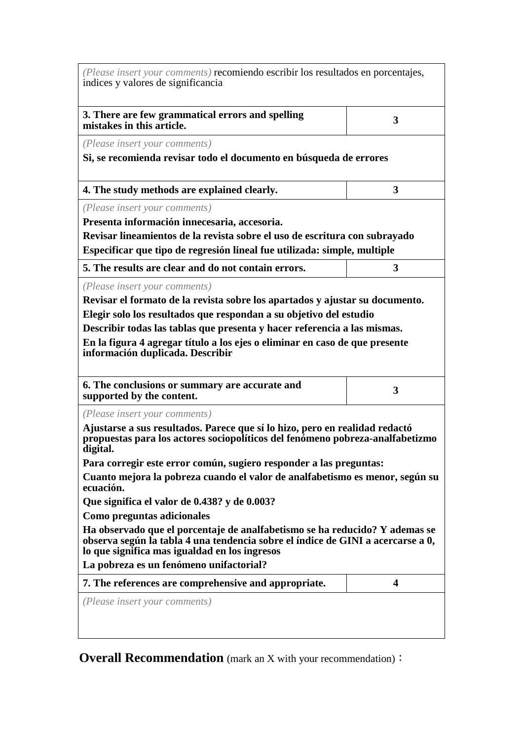*(Please insert your comments)* recomiendo escribir los resultados en porcentajes, indices y valores de significancia

| **3. There are few grammatical errors and spelling mistakes in this article.** | **3** |
|---|---|

*(Please insert your comments)*

**Si, se recomienda revisar todo el documento en búsqueda de errores**

| **4. The study methods are explained clearly.** | **3** |
|---|---|

*(Please insert your comments)*

**Presenta información innecesaria, accesoria.**

**Revisar lineamientos de la revista sobre el uso de escritura con subrayado**

**Especificar que tipo de regresión lineal fue utilizada: simple, multiple**

| **5. The results are clear and do not contain errors.** | **3** |
|---|---|

*(Please insert your comments)*

**Revisar el formato de la revista sobre los apartados y ajustar su documento.**

**Elegir solo los resultados que respondan a su objetivo del estudio**

**Describir todas las tablas que presenta y hacer referencia a las mismas.**

**En la figura 4 agregar título a los ejes o eliminar en caso de que presente información duplicada. Describir**

| **6. The conclusions or summary are accurate and supported by the content.** | **3** |
|---|---|

*(Please insert your comments)*

**Ajustarse a sus resultados. Parece que sí lo hizo, pero en realidad redactó propuestas para los actores sociopolíticos del fenómeno pobreza-analfabetizmo digital.**

**Para corregir este error común, sugiero responder a las preguntas:**

**Cuanto mejora la pobreza cuando el valor de analfabetismo es menor, según su ecuación.**

**Que significa el valor de 0.438? y de 0.003?**

**Como preguntas adicionales**

**Ha observado que el porcentaje de analfabetismo se ha reducido? Y ademas se observa según la tabla 4 una tendencia sobre el índice de GINI a acercarse a 0, lo que significa mas igualdad en los ingresos**

**La pobreza es un fenómeno unifactorial?**

| **7. The references are comprehensive and appropriate.** | **4** |
|---|---|

*(Please insert your comments)*

**Overall Recommendation** (mark an X with your recommendation)：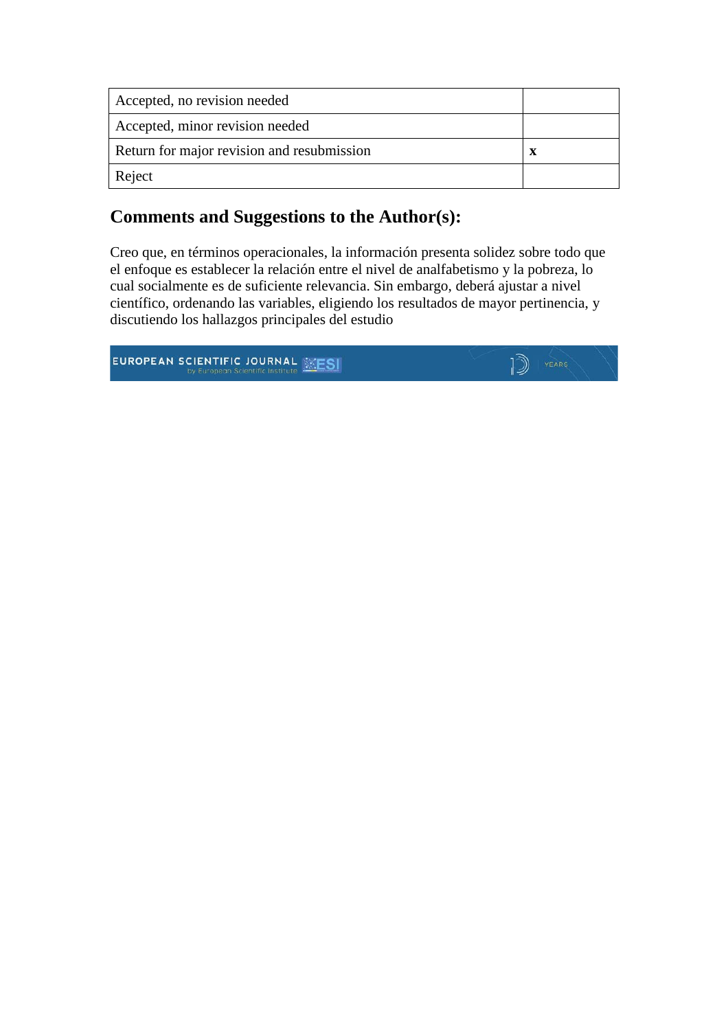| Accepted, no revision needed | |
|---|---|
| Accepted, minor revision needed | |
| Return for major revision and resubmission | **x** |
| Reject | |

## Comments and Suggestions to the Author(s):

Creo que, en términos operacionales, la información presenta solidez sobre todo que el enfoque es establecer la relación entre el nivel de analfabetismo y la pobreza, lo cual socialmente es de suficiente relevancia. Sin embargo, deberá ajustar a nivel científico, ordenando las variables, eligiendo los resultados de mayor pertinencia, y discutiendo los hallazgos principales del estudio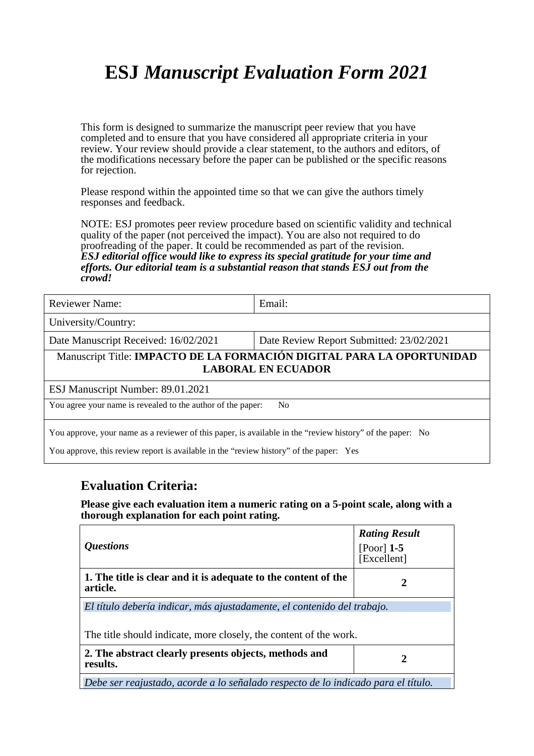# ESJ *Manuscript Evaluation Form 2021*

This form is designed to summarize the manuscript peer review that you have completed and to ensure that you have considered all appropriate criteria in your review. Your review should provide a clear statement, to the authors and editors, of the modifications necessary before the paper can be published or the specific reasons for rejection.

Please respond within the appointed time so that we can give the authors timely responses and feedback.

NOTE: ESJ promotes peer review procedure based on scientific validity and technical quality of the paper (not perceived the impact). You are also not required to do proofreading of the paper. It could be recommended as part of the revision.
***ESJ editorial office would like to express its special gratitude for your time and efforts. Our editorial team is a substantial reason that stands ESJ out from the crowd!***

| Reviewer Name: | Email: |
|---|---|
| University/Country: | |
| Date Manuscript Received: 16/02/2021 | Date Review Report Submitted: 23/02/2021 |
| Manuscript Title: **IMPACTO DE LA FORMACIÓN DIGITAL PARA LA OPORTUNIDAD LABORAL EN ECUADOR** | |
| ESJ Manuscript Number: 89.01.2021 | |
| You agree your name is revealed to the author of the paper: No | |
| You approve, your name as a reviewer of this paper, is available in the "review history" of the paper: No<br>You approve, this review report is available in the "review history" of the paper: Yes | |

## Evaluation Criteria:

**Please give each evaluation item a numeric rating on a 5-point scale, along with a thorough explanation for each point rating.**

| *Questions* | ***Rating Result*** [Poor] **1-5** [Excellent] |
|---|---|
| **1. The title is clear and it is adequate to the content of the article.** | **2** |
| *El título debería indicar, más ajustadamente, el contenido del trabajo.*<br><br>The title should indicate, more closely, the content of the work. | |
| **2. The abstract clearly presents objects, methods and results.** | **2** |
| *Debe ser reajustado, acorde a lo señalado respecto de lo indicado para el título.* | |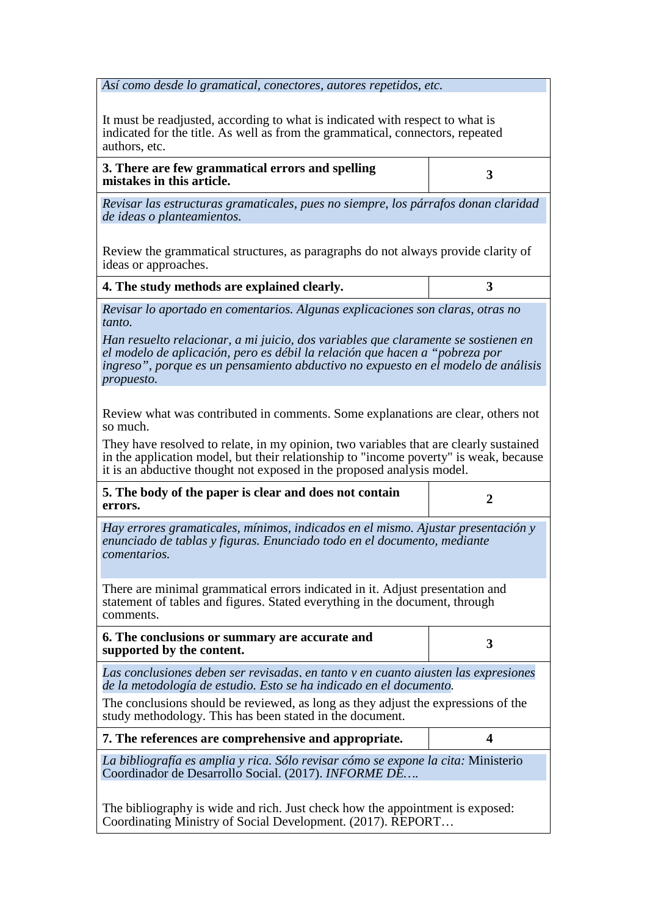| | |
|---|---|
| *Así como desde lo gramatical, conectores, autores repetidos, etc.*<br><br>It must be readjusted, according to what is indicated with respect to what is indicated for the title. As well as from the grammatical, connectors, repeated authors, etc. | |
| **3. There are few grammatical errors and spelling mistakes in this article.** | **3** |
| *Revisar las estructuras gramaticales, pues no siempre, los párrafos donan claridad de ideas o planteamientos.*<br><br>Review the grammatical structures, as paragraphs do not always provide clarity of ideas or approaches. | |
| **4. The study methods are explained clearly.** | **3** |
| *Revisar lo aportado en comentarios. Algunas explicaciones son claras, otras no tanto.*<br>*Han resuelto relacionar, a mi juicio, dos variables que claramente se sostienen en el modelo de aplicación, pero es débil la relación que hacen a "pobreza por ingreso", porque es un pensamiento abductivo no expuesto en el modelo de análisis propuesto.*<br><br>Review what was contributed in comments. Some explanations are clear, others not so much.<br>They have resolved to relate, in my opinion, two variables that are clearly sustained in the application model, but their relationship to "income poverty" is weak, because it is an abductive thought not exposed in the proposed analysis model. | |
| **5. The body of the paper is clear and does not contain errors.** | **2** |
| *Hay errores gramaticales, mínimos, indicados en el mismo. Ajustar presentación y enunciado de tablas y figuras. Enunciado todo en el documento, mediante comentarios.*<br><br>There are minimal grammatical errors indicated in it. Adjust presentation and statement of tables and figures. Stated everything in the document, through comments. | |
| **6. The conclusions or summary are accurate and supported by the content.** | **3** |
| *Las conclusiones deben ser revisadas, en tanto y en cuanto ajusten las expresiones de la metodología de estudio. Esto se ha indicado en el documento.*<br>The conclusions should be reviewed, as long as they adjust the expressions of the study methodology. This has been stated in the document. | |
| **7. The references are comprehensive and appropriate.** | **4** |
| *La bibliografía es amplia y rica. Sólo revisar cómo se expone la cita:* Ministerio Coordinador de Desarrollo Social. (2017). *INFORME DE….*<br><br>The bibliography is wide and rich. Just check how the appointment is exposed: Coordinating Ministry of Social Development. (2017). REPORT… | |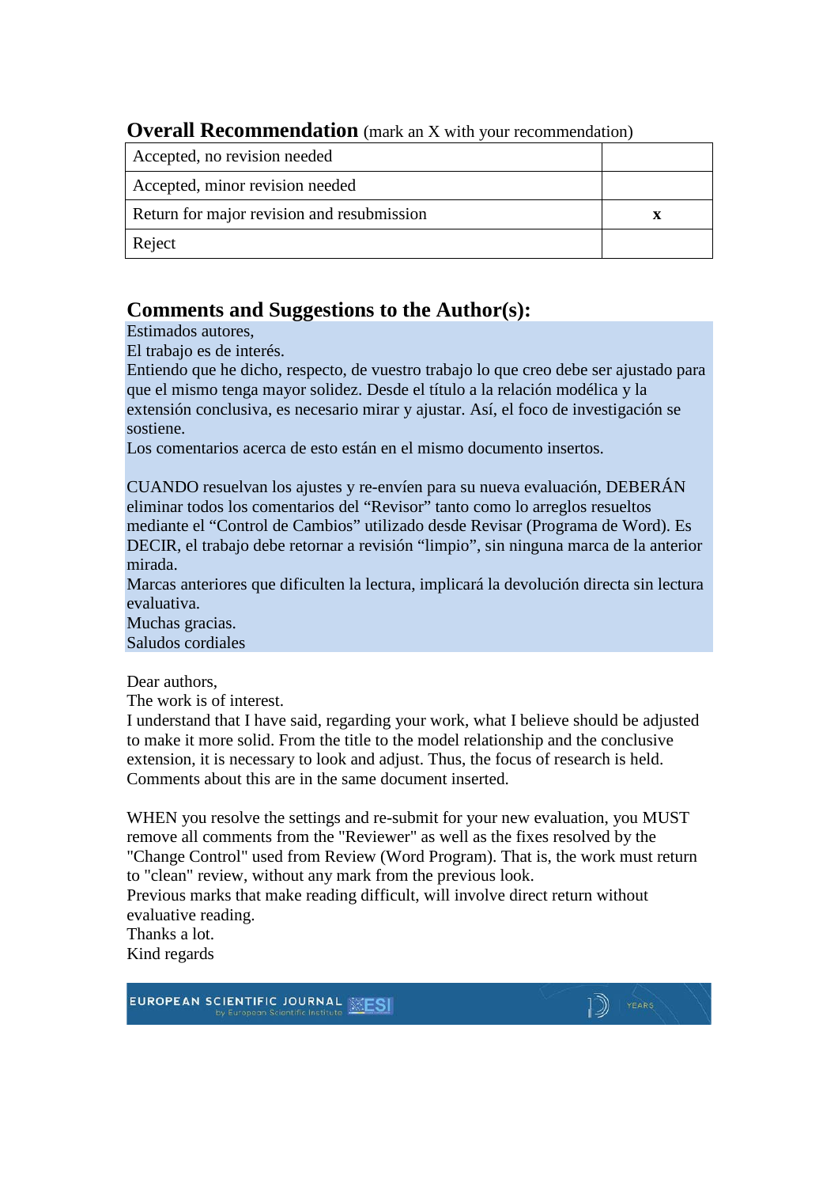## Overall Recommendation (mark an X with your recommendation)

| | |
|---|---|
| Accepted, no revision needed | |
| Accepted, minor revision needed | |
| Return for major revision and resubmission | x |
| Reject | |

## Comments and Suggestions to the Author(s):

Estimados autores,
El trabajo es de interés.
Entiendo que he dicho, respecto, de vuestro trabajo lo que creo debe ser ajustado para que el mismo tenga mayor solidez. Desde el título a la relación modélica y la extensión conclusiva, es necesario mirar y ajustar. Así, el foco de investigación se sostiene.
Los comentarios acerca de esto están en el mismo documento insertos.

CUANDO resuelvan los ajustes y re-envíen para su nueva evaluación, DEBERÁN eliminar todos los comentarios del "Revisor" tanto como lo arreglos resueltos mediante el "Control de Cambios" utilizado desde Revisar (Programa de Word). Es DECIR, el trabajo debe retornar a revisión "limpio", sin ninguna marca de la anterior mirada.
Marcas anteriores que dificulten la lectura, implicará la devolución directa sin lectura evaluativa.
Muchas gracias.
Saludos cordiales

Dear authors,
The work is of interest.
I understand that I have said, regarding your work, what I believe should be adjusted to make it more solid. From the title to the model relationship and the conclusive extension, it is necessary to look and adjust. Thus, the focus of research is held.
Comments about this are in the same document inserted.

WHEN you resolve the settings and re-submit for your new evaluation, you MUST remove all comments from the "Reviewer" as well as the fixes resolved by the "Change Control" used from Review (Word Program). That is, the work must return to "clean" review, without any mark from the previous look.
Previous marks that make reading difficult, will involve direct return without evaluative reading.
Thanks a lot.
Kind regards